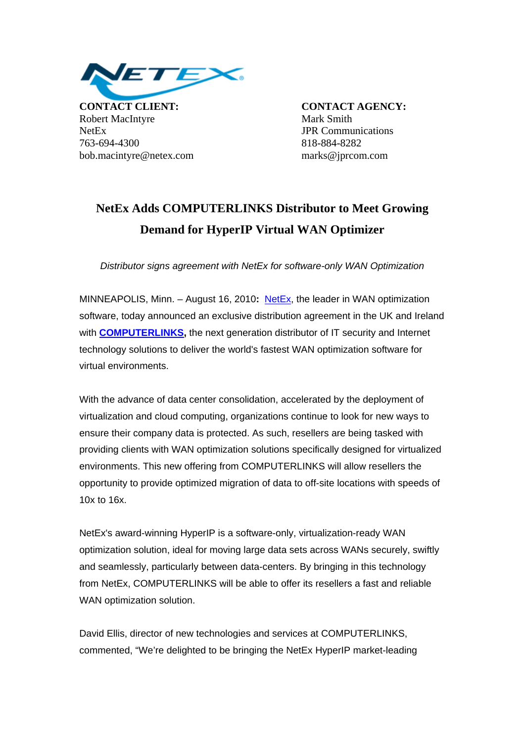**CONTACT CLIENT:**
Robert MacIntyre
NetEx
763-694-4300
bob.macintyre@netex.com

**CONTACT AGENCY:**
Mark Smith
JPR Communications
818-884-8282
marks@jprcom.com

# NetEx Adds COMPUTERLINKS Distributor to Meet Growing Demand for HyperIP Virtual WAN Optimizer

*Distributor signs agreement with NetEx for software-only WAN Optimization*

MINNEAPOLIS, Minn. – August 16, 2010**:** NetEx, the leader in WAN optimization software, today announced an exclusive distribution agreement in the UK and Ireland with **COMPUTERLINKS,** the next generation distributor of IT security and Internet technology solutions to deliver the world's fastest WAN optimization software for virtual environments.

With the advance of data center consolidation, accelerated by the deployment of virtualization and cloud computing, organizations continue to look for new ways to ensure their company data is protected. As such, resellers are being tasked with providing clients with WAN optimization solutions specifically designed for virtualized environments. This new offering from COMPUTERLINKS will allow resellers the opportunity to provide optimized migration of data to off-site locations with speeds of 10x to 16x.

NetEx's award-winning HyperIP is a software-only, virtualization-ready WAN optimization solution, ideal for moving large data sets across WANs securely, swiftly and seamlessly, particularly between data-centers. By bringing in this technology from NetEx, COMPUTERLINKS will be able to offer its resellers a fast and reliable WAN optimization solution.

David Ellis, director of new technologies and services at COMPUTERLINKS, commented, "We're delighted to be bringing the NetEx HyperIP market-leading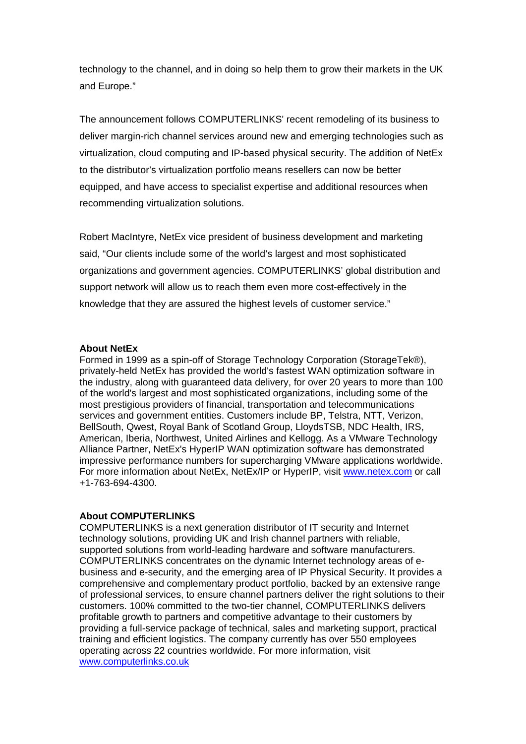technology to the channel, and in doing so help them to grow their markets in the UK and Europe."

The announcement follows COMPUTERLINKS' recent remodeling of its business to deliver margin-rich channel services around new and emerging technologies such as virtualization, cloud computing and IP-based physical security. The addition of NetEx to the distributor's virtualization portfolio means resellers can now be better equipped, and have access to specialist expertise and additional resources when recommending virtualization solutions.

Robert MacIntyre, NetEx vice president of business development and marketing said, "Our clients include some of the world's largest and most sophisticated organizations and government agencies. COMPUTERLINKS' global distribution and support network will allow us to reach them even more cost-effectively in the knowledge that they are assured the highest levels of customer service."

**About NetEx**

Formed in 1999 as a spin-off of Storage Technology Corporation (StorageTek®), privately-held NetEx has provided the world's fastest WAN optimization software in the industry, along with guaranteed data delivery, for over 20 years to more than 100 of the world's largest and most sophisticated organizations, including some of the most prestigious providers of financial, transportation and telecommunications services and government entities. Customers include BP, Telstra, NTT, Verizon, BellSouth, Qwest, Royal Bank of Scotland Group, LloydsTSB, NDC Health, IRS, American, Iberia, Northwest, United Airlines and Kellogg. As a VMware Technology Alliance Partner, NetEx's HyperIP WAN optimization software has demonstrated impressive performance numbers for supercharging VMware applications worldwide. For more information about NetEx, NetEx/IP or HyperIP, visit www.netex.com or call +1-763-694-4300.

**About COMPUTERLINKS**

COMPUTERLINKS is a next generation distributor of IT security and Internet technology solutions, providing UK and Irish channel partners with reliable, supported solutions from world-leading hardware and software manufacturers. COMPUTERLINKS concentrates on the dynamic Internet technology areas of e-business and e-security, and the emerging area of IP Physical Security. It provides a comprehensive and complementary product portfolio, backed by an extensive range of professional services, to ensure channel partners deliver the right solutions to their customers. 100% committed to the two-tier channel, COMPUTERLINKS delivers profitable growth to partners and competitive advantage to their customers by providing a full-service package of technical, sales and marketing support, practical training and efficient logistics. The company currently has over 550 employees operating across 22 countries worldwide. For more information, visit www.computerlinks.co.uk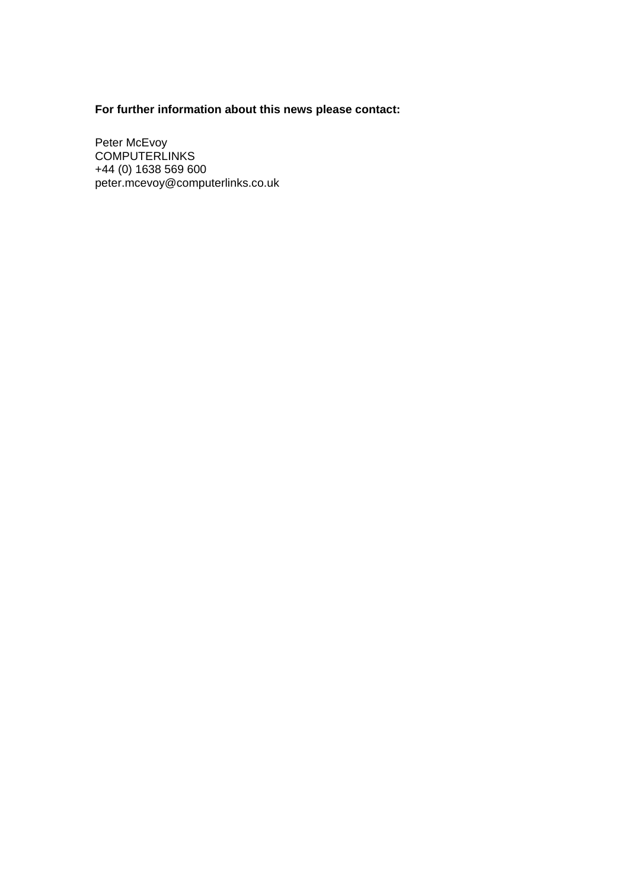**For further information about this news please contact:**

Peter McEvoy  
COMPUTERLINKS  
+44 (0) 1638 569 600  
peter.mcevoy@computerlinks.co.uk